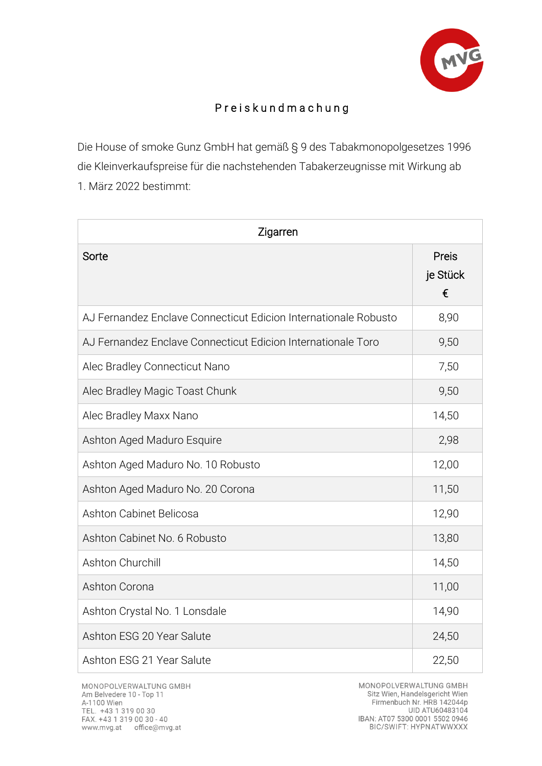# Preiskundmachung

Die House of smoke Gunz GmbH hat gemäß § 9 des Tabakmonopolgesetzes 1996 die Kleinverkaufspreise für die nachstehenden Tabakerzeugnisse mit Wirkung ab 1. März 2022 bestimmt:

| Zigarren | |
|---|---|
| Sorte | Preis je Stück € |
| AJ Fernandez Enclave Connecticut Edicion Internationale Robusto | 8,90 |
| AJ Fernandez Enclave Connecticut Edicion Internationale Toro | 9,50 |
| Alec Bradley Connecticut Nano | 7,50 |
| Alec Bradley Magic Toast Chunk | 9,50 |
| Alec Bradley Maxx Nano | 14,50 |
| Ashton Aged Maduro Esquire | 2,98 |
| Ashton Aged Maduro No. 10 Robusto | 12,00 |
| Ashton Aged Maduro No. 20 Corona | 11,50 |
| Ashton Cabinet Belicosa | 12,90 |
| Ashton Cabinet No. 6 Robusto | 13,80 |
| Ashton Churchill | 14,50 |
| Ashton Corona | 11,00 |
| Ashton Crystal No. 1 Lonsdale | 14,90 |
| Ashton ESG 20 Year Salute | 24,50 |
| Ashton ESG 21 Year Salute | 22,50 |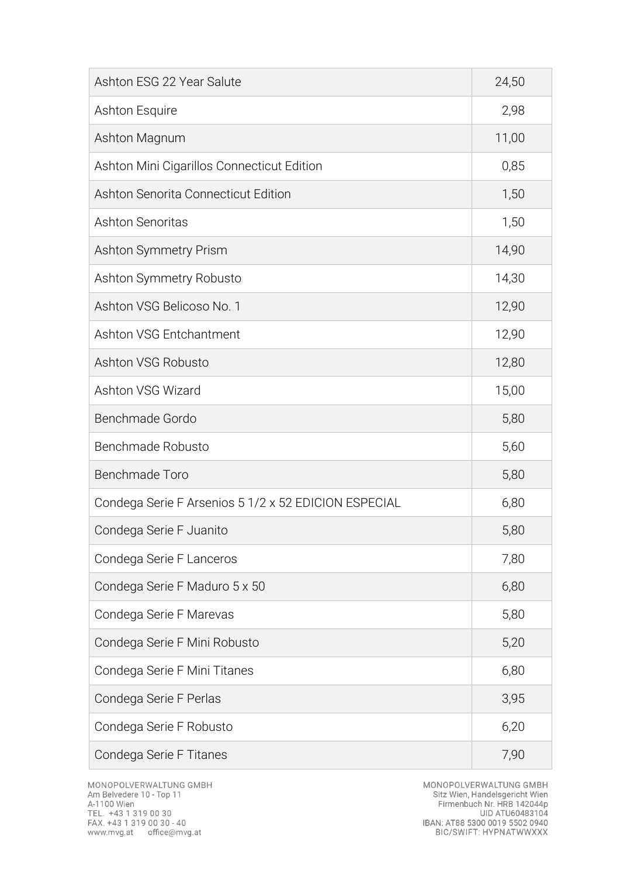| Ashton ESG 22 Year Salute | 24,50 |
|---|---|
| Ashton Esquire | 2,98 |
| Ashton Magnum | 11,00 |
| Ashton Mini Cigarillos Connecticut Edition | 0,85 |
| Ashton Senorita Connecticut Edition | 1,50 |
| Ashton Senoritas | 1,50 |
| Ashton Symmetry Prism | 14,90 |
| Ashton Symmetry Robusto | 14,30 |
| Ashton VSG Belicoso No. 1 | 12,90 |
| Ashton VSG Entchantment | 12,90 |
| Ashton VSG Robusto | 12,80 |
| Ashton VSG Wizard | 15,00 |
| Benchmade Gordo | 5,80 |
| Benchmade Robusto | 5,60 |
| Benchmade Toro | 5,80 |
| Condega Serie F Arsenios 5 1/2 x 52 EDICION ESPECIAL | 6,80 |
| Condega Serie F Juanito | 5,80 |
| Condega Serie F Lanceros | 7,80 |
| Condega Serie F Maduro 5 x 50 | 6,80 |
| Condega Serie F Marevas | 5,80 |
| Condega Serie F Mini Robusto | 5,20 |
| Condega Serie F Mini Titanes | 6,80 |
| Condega Serie F Perlas | 3,95 |
| Condega Serie F Robusto | 6,20 |
| Condega Serie F Titanes | 7,90 |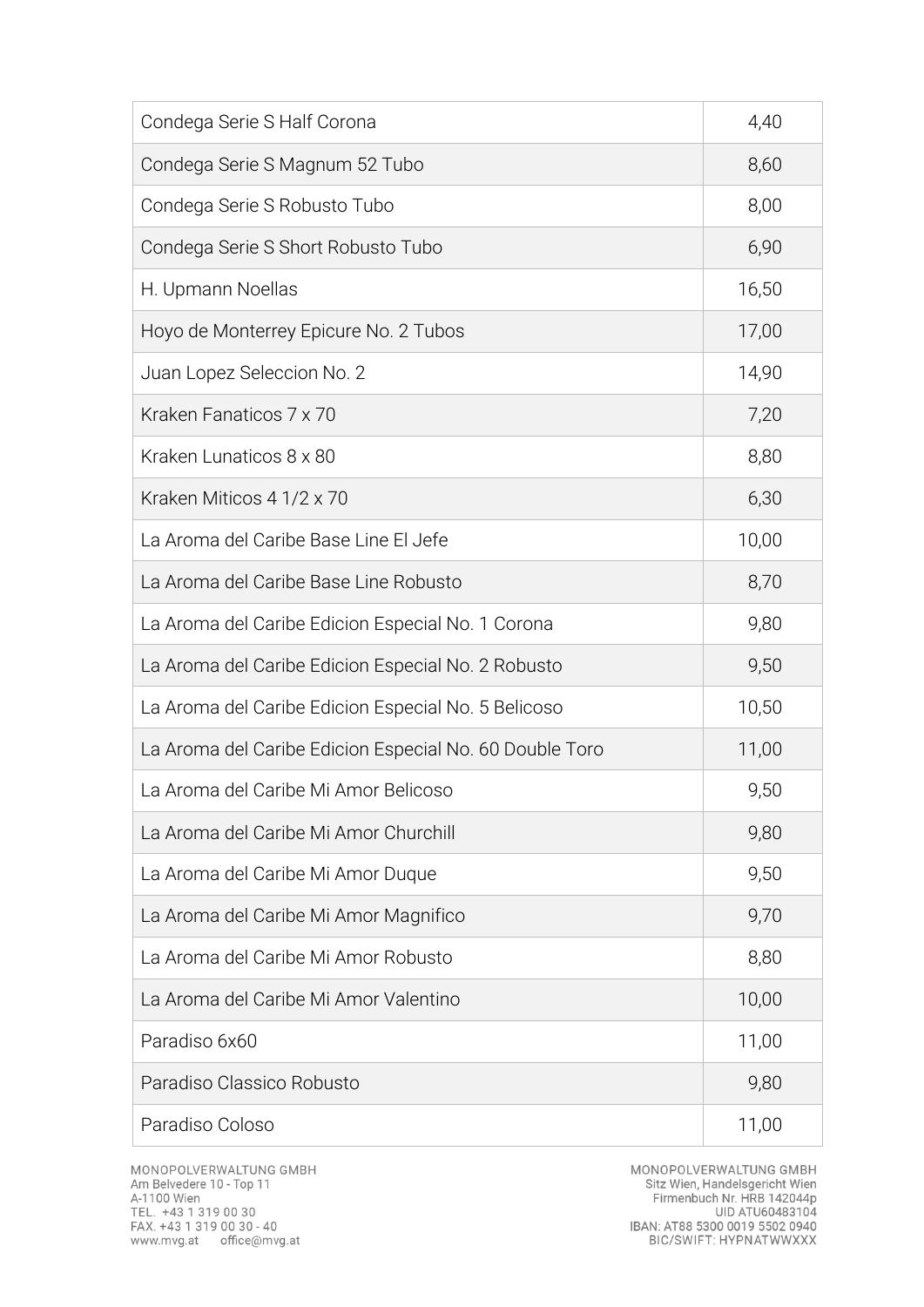| | |
|---|---|
| Condega Serie S Half Corona | 4,40 |
| Condega Serie S Magnum 52 Tubo | 8,60 |
| Condega Serie S Robusto Tubo | 8,00 |
| Condega Serie S Short Robusto Tubo | 6,90 |
| H. Upmann Noellas | 16,50 |
| Hoyo de Monterrey Epicure No. 2 Tubos | 17,00 |
| Juan Lopez Seleccion No. 2 | 14,90 |
| Kraken Fanaticos 7 x 70 | 7,20 |
| Kraken Lunaticos 8 x 80 | 8,80 |
| Kraken Miticos 4 1/2 x 70 | 6,30 |
| La Aroma del Caribe Base Line El Jefe | 10,00 |
| La Aroma del Caribe Base Line Robusto | 8,70 |
| La Aroma del Caribe Edicion Especial No. 1 Corona | 9,80 |
| La Aroma del Caribe Edicion Especial No. 2 Robusto | 9,50 |
| La Aroma del Caribe Edicion Especial No. 5 Belicoso | 10,50 |
| La Aroma del Caribe Edicion Especial No. 60 Double Toro | 11,00 |
| La Aroma del Caribe Mi Amor Belicoso | 9,50 |
| La Aroma del Caribe Mi Amor Churchill | 9,80 |
| La Aroma del Caribe Mi Amor Duque | 9,50 |
| La Aroma del Caribe Mi Amor Magnifico | 9,70 |
| La Aroma del Caribe Mi Amor Robusto | 8,80 |
| La Aroma del Caribe Mi Amor Valentino | 10,00 |
| Paradiso 6x60 | 11,00 |
| Paradiso Classico Robusto | 9,80 |
| Paradiso Coloso | 11,00 |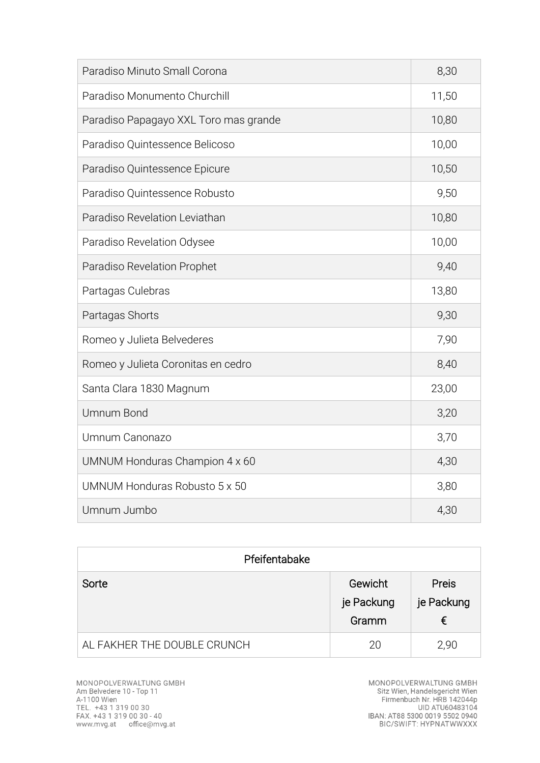| | |
|---|---|
| Paradiso Minuto Small Corona | 8,30 |
| Paradiso Monumento Churchill | 11,50 |
| Paradiso Papagayo XXL Toro mas grande | 10,80 |
| Paradiso Quintessence Belicoso | 10,00 |
| Paradiso Quintessence Epicure | 10,50 |
| Paradiso Quintessence Robusto | 9,50 |
| Paradiso Revelation Leviathan | 10,80 |
| Paradiso Revelation Odysee | 10,00 |
| Paradiso Revelation Prophet | 9,40 |
| Partagas Culebras | 13,80 |
| Partagas Shorts | 9,30 |
| Romeo y Julieta Belvederes | 7,90 |
| Romeo y Julieta Coronitas en cedro | 8,40 |
| Santa Clara 1830 Magnum | 23,00 |
| Umnum Bond | 3,20 |
| Umnum Canonazo | 3,70 |
| UMNUM Honduras Champion 4 x 60 | 4,30 |
| UMNUM Honduras Robusto 5 x 50 | 3,80 |
| Umnum Jumbo | 4,30 |

| Pfeifentabake | | |
|---|---|---|
| Sorte | Gewicht je Packung Gramm | Preis je Packung € |
| AL FAKHER THE DOUBLE CRUNCH | 20 | 2,90 |

MONOPOLVERWALTUNG GMBH
Am Belvedere 10 - Top 11
A-1100 Wien
TEL. +43 1 319 00 30
FAX. +43 1 319 00 30 - 40
www.mvg.at office@mvg.at

MONOPOLVERWALTUNG GMBH
Sitz Wien, Handelsgericht Wien
Firmenbuch Nr. HRB 142044p
UID ATU60483104
IBAN: AT88 5300 0019 5502 0940
BIC/SWIFT: HYPNATWWXXX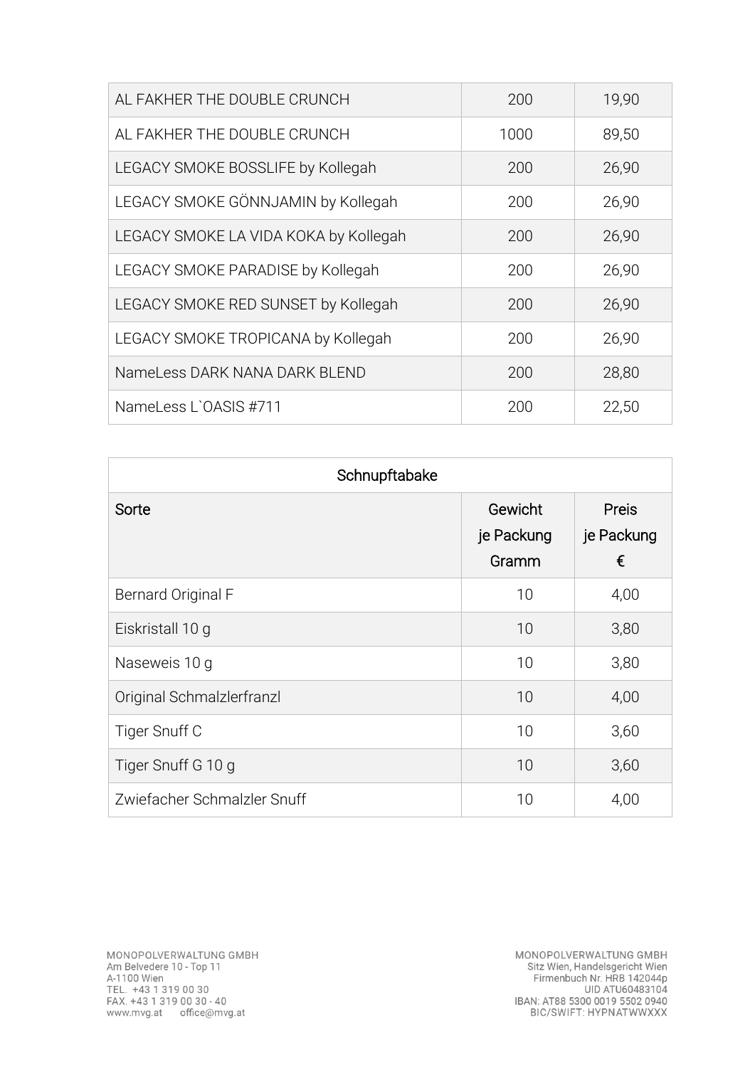| | | |
|---|---|---|
| AL FAKHER THE DOUBLE CRUNCH | 200 | 19,90 |
| AL FAKHER THE DOUBLE CRUNCH | 1000 | 89,50 |
| LEGACY SMOKE BOSSLIFE by Kollegah | 200 | 26,90 |
| LEGACY SMOKE GÖNNJAMIN by Kollegah | 200 | 26,90 |
| LEGACY SMOKE LA VIDA KOKA by Kollegah | 200 | 26,90 |
| LEGACY SMOKE PARADISE by Kollegah | 200 | 26,90 |
| LEGACY SMOKE RED SUNSET by Kollegah | 200 | 26,90 |
| LEGACY SMOKE TROPICANA by Kollegah | 200 | 26,90 |
| NameLess DARK NANA DARK BLEND | 200 | 28,80 |
| NameLess L`OASIS #711 | 200 | 22,50 |

| Schnupftabake | | |
|---|---|---|
| Sorte | Gewicht je Packung Gramm | Preis je Packung € |
| Bernard Original F | 10 | 4,00 |
| Eiskristall 10 g | 10 | 3,80 |
| Naseweis 10 g | 10 | 3,80 |
| Original Schmalzlerfranzl | 10 | 4,00 |
| Tiger Snuff C | 10 | 3,60 |
| Tiger Snuff G 10 g | 10 | 3,60 |
| Zwiefacher Schmalzler Snuff | 10 | 4,00 |

MONOPOLVERWALTUNG GMBH
Am Belvedere 10 - Top 11
A-1100 Wien
TEL. +43 1 319 00 30
FAX. +43 1 319 00 30 - 40
www.mvg.at office@mvg.at

MONOPOLVERWALTUNG GMBH
Sitz Wien, Handelsgericht Wien
Firmenbuch Nr. HRB 142044p
UID ATU60483104
IBAN: AT88 5300 0019 5502 0940
BIC/SWIFT: HYPNATWWXXX